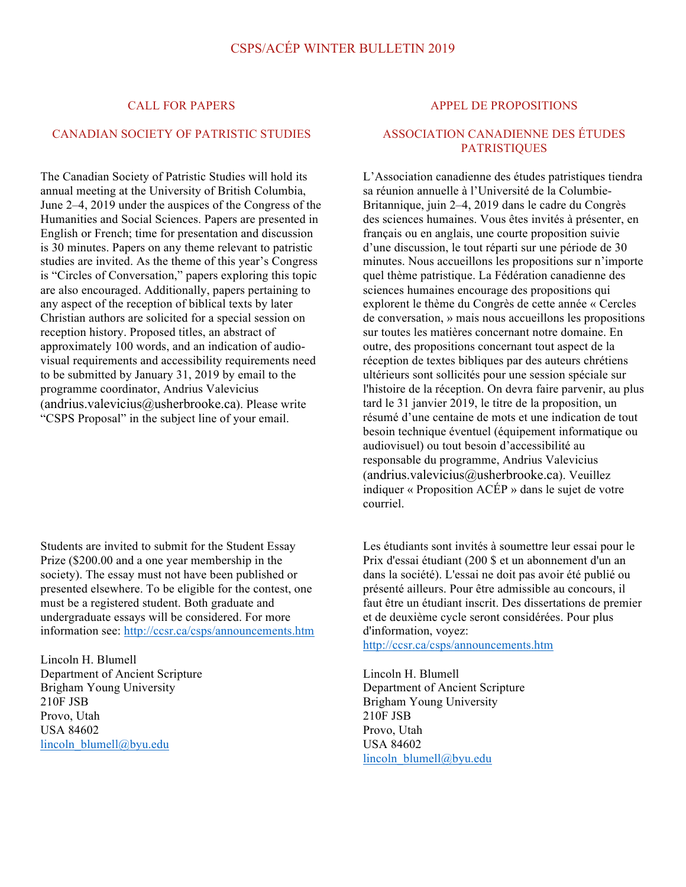# CSPS/ACÉP WINTER BULLETIN 2019

## CALL FOR PAPERS

## CANADIAN SOCIETY OF PATRISTIC STUDIES

The Canadian Society of Patristic Studies will hold its annual meeting at the University of British Columbia, June 2–4, 2019 under the auspices of the Congress of the Humanities and Social Sciences. Papers are presented in English or French; time for presentation and discussion is 30 minutes. Papers on any theme relevant to patristic studies are invited. As the theme of this year's Congress is "Circles of Conversation," papers exploring this topic are also encouraged. Additionally, papers pertaining to any aspect of the reception of biblical texts by later Christian authors are solicited for a special session on reception history. Proposed titles, an abstract of approximately 100 words, and an indication of audio-visual requirements and accessibility requirements need to be submitted by January 31, 2019 by email to the programme coordinator, Andrius Valevicius (andrius.valevicius@usherbrooke.ca). Please write "CSPS Proposal" in the subject line of your email.

Students are invited to submit for the Student Essay Prize ($200.00 and a one year membership in the society). The essay must not have been published or presented elsewhere. To be eligible for the contest, one must be a registered student. Both graduate and undergraduate essays will be considered. For more information see: http://ccsr.ca/csps/announcements.htm

Lincoln H. Blumell
Department of Ancient Scripture
Brigham Young University
210F JSB
Provo, Utah
USA 84602
lincoln_blumell@byu.edu

## APPEL DE PROPOSITIONS

## ASSOCIATION CANADIENNE DES ÉTUDES PATRISTIQUES

L'Association canadienne des études patristiques tiendra sa réunion annuelle à l'Université de la Columbie-Britannique, juin 2–4, 2019 dans le cadre du Congrès des sciences humaines. Vous êtes invités à présenter, en français ou en anglais, une courte proposition suivie d'une discussion, le tout réparti sur une période de 30 minutes. Nous accueillons les propositions sur n'importe quel thème patristique. La Fédération canadienne des sciences humaines encourage des propositions qui explorent le thème du Congrès de cette année « Cercles de conversation, » mais nous accueillons les propositions sur toutes les matières concernant notre domaine. En outre, des propositions concernant tout aspect de la réception de textes bibliques par des auteurs chrétiens ultérieurs sont sollicités pour une session spéciale sur l'histoire de la réception. On devra faire parvenir, au plus tard le 31 janvier 2019, le titre de la proposition, un résumé d'une centaine de mots et une indication de tout besoin technique éventuel (équipement informatique ou audiovisuel) ou tout besoin d'accessibilité au responsable du programme, Andrius Valevicius (andrius.valevicius@usherbrooke.ca). Veuillez indiquer « Proposition ACÉP » dans le sujet de votre courriel.

Les étudiants sont invités à soumettre leur essai pour le Prix d'essai étudiant (200 $ et un abonnement d'un an dans la société). L'essai ne doit pas avoir été publié ou présenté ailleurs. Pour être admissible au concours, il faut être un étudiant inscrit. Des dissertations de premier et de deuxième cycle seront considérées. Pour plus d'information, voyez: http://ccsr.ca/csps/announcements.htm

Lincoln H. Blumell
Department of Ancient Scripture
Brigham Young University
210F JSB
Provo, Utah
USA 84602
lincoln_blumell@byu.edu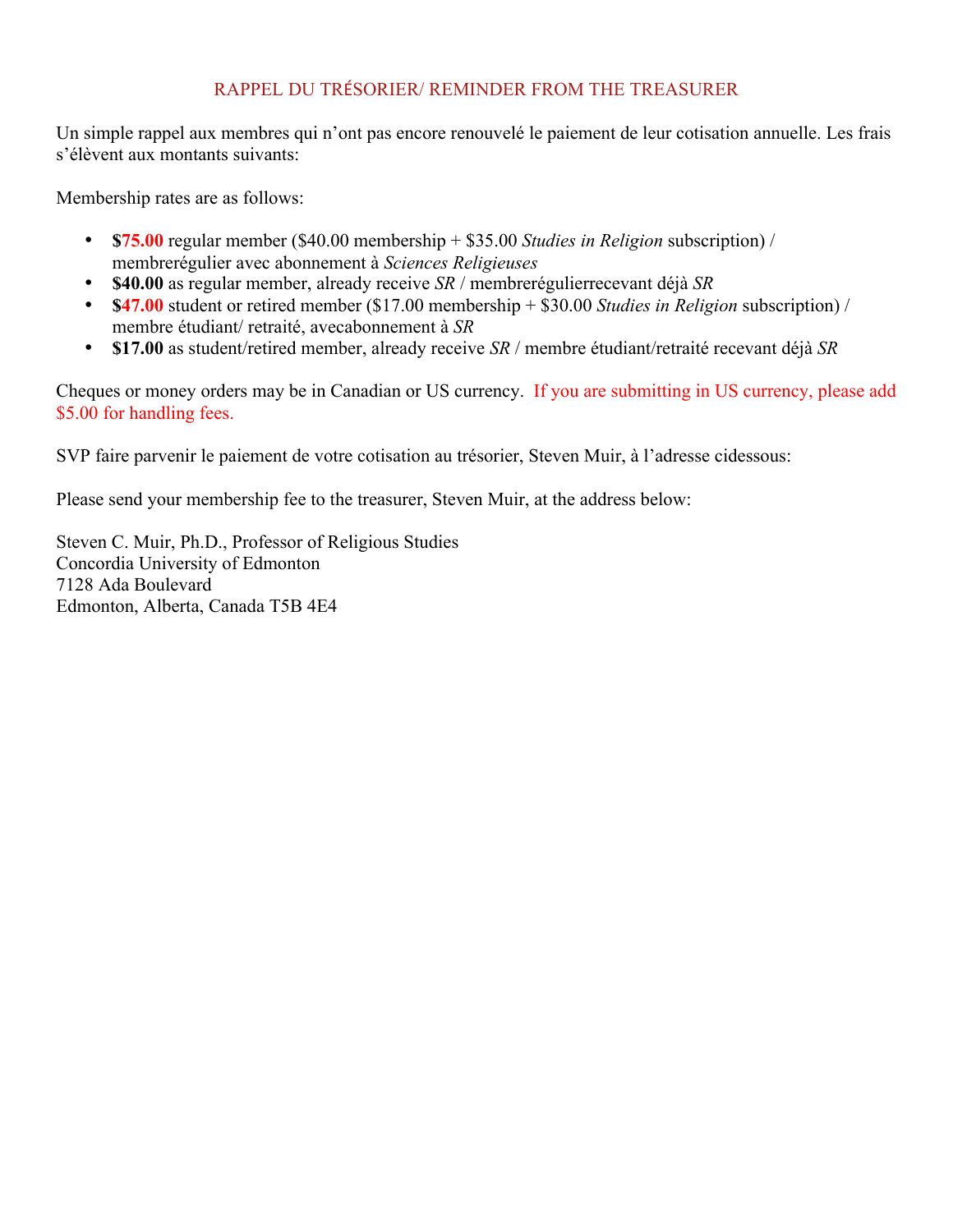## RAPPEL DU TRÉSORIER/ REMINDER FROM THE TREASURER

Un simple rappel aux membres qui n'ont pas encore renouvelé le paiement de leur cotisation annuelle. Les frais s'élèvent aux montants suivants:

Membership rates are as follows:

- **$75.00** regular member ($40.00 membership + $35.00 *Studies in Religion* subscription) / membrerégulier avec abonnement à *Sciences Religieuses*
- **$40.00** as regular member, already receive *SR* / membrerégulierrecevant déjà *SR*
- **$47.00** student or retired member ($17.00 membership + $30.00 *Studies in Religion* subscription) / membre étudiant/ retraité, avecabonnement à *SR*
- **$17.00** as student/retired member, already receive *SR* / membre étudiant/retraité recevant déjà *SR*

Cheques or money orders may be in Canadian or US currency. If you are submitting in US currency, please add $5.00 for handling fees.

SVP faire parvenir le paiement de votre cotisation au trésorier, Steven Muir, à l'adresse cidessous:

Please send your membership fee to the treasurer, Steven Muir, at the address below:

Steven C. Muir, Ph.D., Professor of Religious Studies
Concordia University of Edmonton
7128 Ada Boulevard
Edmonton, Alberta, Canada T5B 4E4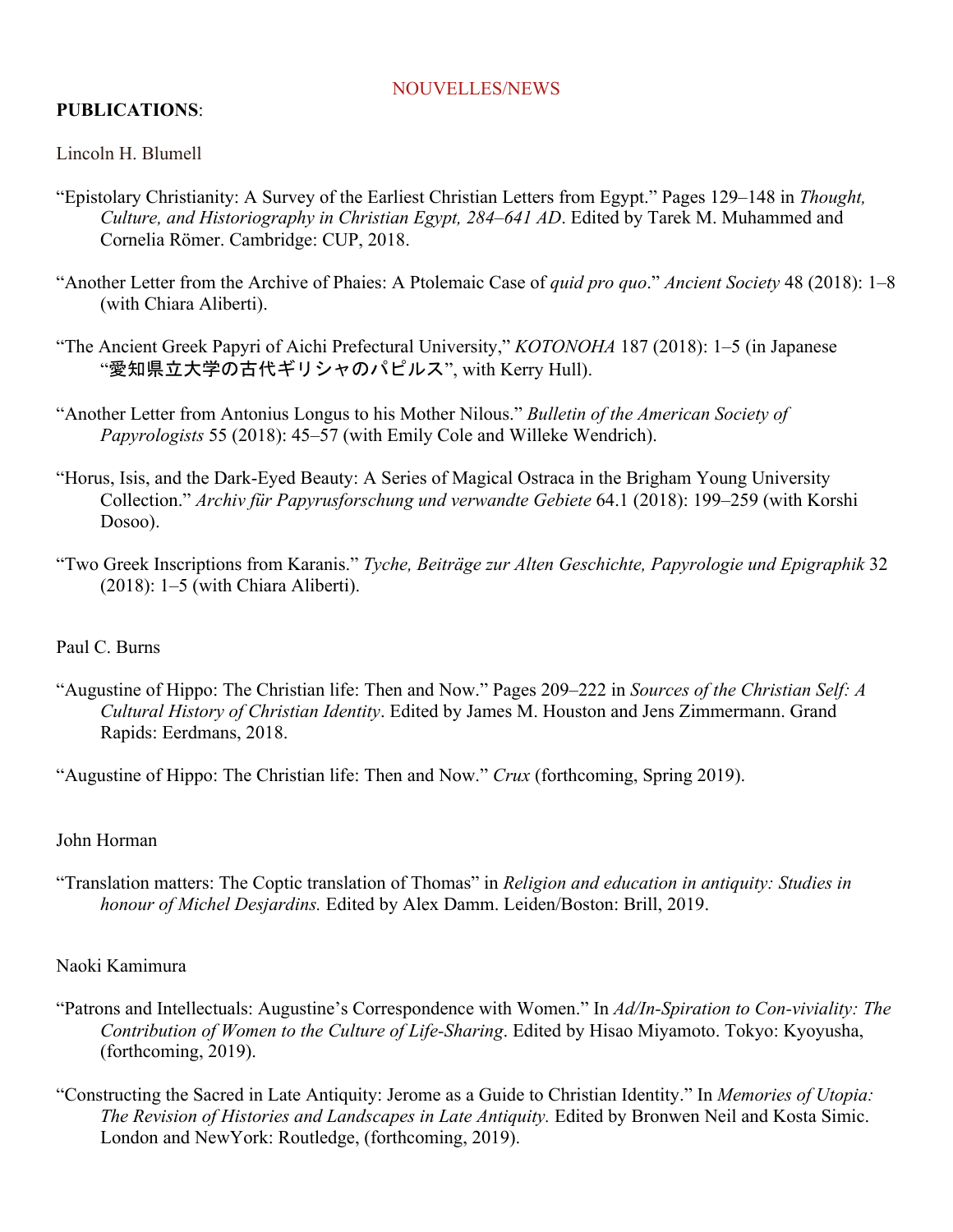NOUVELLES/NEWS

**PUBLICATIONS**:

Lincoln H. Blumell

"Epistolary Christianity: A Survey of the Earliest Christian Letters from Egypt." Pages 129–148 in *Thought, Culture, and Historiography in Christian Egypt, 284–641 AD*. Edited by Tarek M. Muhammed and Cornelia Römer. Cambridge: CUP, 2018.

"Another Letter from the Archive of Phaies: A Ptolemaic Case of *quid pro quo*." *Ancient Society* 48 (2018): 1–8 (with Chiara Aliberti).

"The Ancient Greek Papyri of Aichi Prefectural University," *KOTONOHA* 187 (2018): 1–5 (in Japanese "愛知県立大学の古代ギリシャのパピルス", with Kerry Hull).

"Another Letter from Antonius Longus to his Mother Nilous." *Bulletin of the American Society of Papyrologists* 55 (2018): 45–57 (with Emily Cole and Willeke Wendrich).

"Horus, Isis, and the Dark-Eyed Beauty: A Series of Magical Ostraca in the Brigham Young University Collection." *Archiv für Papyrusforschung und verwandte Gebiete* 64.1 (2018): 199–259 (with Korshi Dosoo).

"Two Greek Inscriptions from Karanis." *Tyche, Beiträge zur Alten Geschichte, Papyrologie und Epigraphik* 32 (2018): 1–5 (with Chiara Aliberti).

Paul C. Burns

"Augustine of Hippo: The Christian life: Then and Now." Pages 209–222 in *Sources of the Christian Self: A Cultural History of Christian Identity*. Edited by James M. Houston and Jens Zimmermann. Grand Rapids: Eerdmans, 2018.

"Augustine of Hippo: The Christian life: Then and Now." *Crux* (forthcoming, Spring 2019).

John Horman

"Translation matters: The Coptic translation of Thomas" in *Religion and education in antiquity: Studies in honour of Michel Desjardins.* Edited by Alex Damm. Leiden/Boston: Brill, 2019.

Naoki Kamimura

"Patrons and Intellectuals: Augustine's Correspondence with Women." In *Ad/In-Spiration to Con-viviality: The Contribution of Women to the Culture of Life-Sharing*. Edited by Hisao Miyamoto. Tokyo: Kyoyusha, (forthcoming, 2019).

"Constructing the Sacred in Late Antiquity: Jerome as a Guide to Christian Identity." In *Memories of Utopia: The Revision of Histories and Landscapes in Late Antiquity.* Edited by Bronwen Neil and Kosta Simic. London and NewYork: Routledge, (forthcoming, 2019).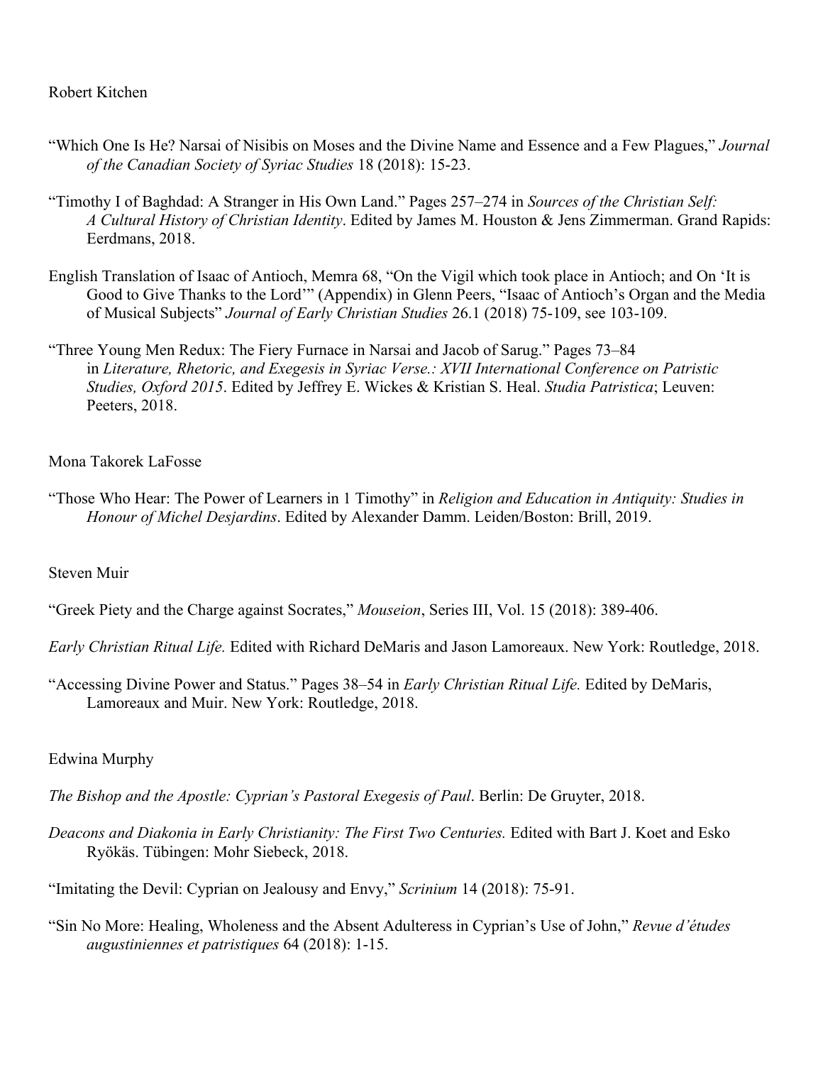Robert Kitchen

"Which One Is He? Narsai of Nisibis on Moses and the Divine Name and Essence and a Few Plagues," *Journal of the Canadian Society of Syriac Studies* 18 (2018): 15-23.

"Timothy I of Baghdad: A Stranger in His Own Land." Pages 257–274 in *Sources of the Christian Self: A Cultural History of Christian Identity*. Edited by James M. Houston & Jens Zimmerman. Grand Rapids: Eerdmans, 2018.

English Translation of Isaac of Antioch, Memra 68, "On the Vigil which took place in Antioch; and On 'It is Good to Give Thanks to the Lord'" (Appendix) in Glenn Peers, "Isaac of Antioch's Organ and the Media of Musical Subjects" *Journal of Early Christian Studies* 26.1 (2018) 75-109, see 103-109.

"Three Young Men Redux: The Fiery Furnace in Narsai and Jacob of Sarug." Pages 73–84 in *Literature, Rhetoric, and Exegesis in Syriac Verse.: XVII International Conference on Patristic Studies, Oxford 2015*. Edited by Jeffrey E. Wickes & Kristian S. Heal. *Studia Patristica*; Leuven: Peeters, 2018.

Mona Takorek LaFosse

"Those Who Hear: The Power of Learners in 1 Timothy" in *Religion and Education in Antiquity: Studies in Honour of Michel Desjardins*. Edited by Alexander Damm. Leiden/Boston: Brill, 2019.

Steven Muir

"Greek Piety and the Charge against Socrates," *Mouseion*, Series III, Vol. 15 (2018): 389-406.

*Early Christian Ritual Life.* Edited with Richard DeMaris and Jason Lamoreaux. New York: Routledge, 2018.

"Accessing Divine Power and Status." Pages 38–54 in *Early Christian Ritual Life.* Edited by DeMaris, Lamoreaux and Muir. New York: Routledge, 2018.

Edwina Murphy

*The Bishop and the Apostle: Cyprian's Pastoral Exegesis of Paul*. Berlin: De Gruyter, 2018.

*Deacons and Diakonia in Early Christianity: The First Two Centuries.* Edited with Bart J. Koet and Esko Ryökäs. Tübingen: Mohr Siebeck, 2018.

"Imitating the Devil: Cyprian on Jealousy and Envy," *Scrinium* 14 (2018): 75-91.

"Sin No More: Healing, Wholeness and the Absent Adulteress in Cyprian's Use of John," *Revue d'études augustiniennes et patristiques* 64 (2018): 1-15.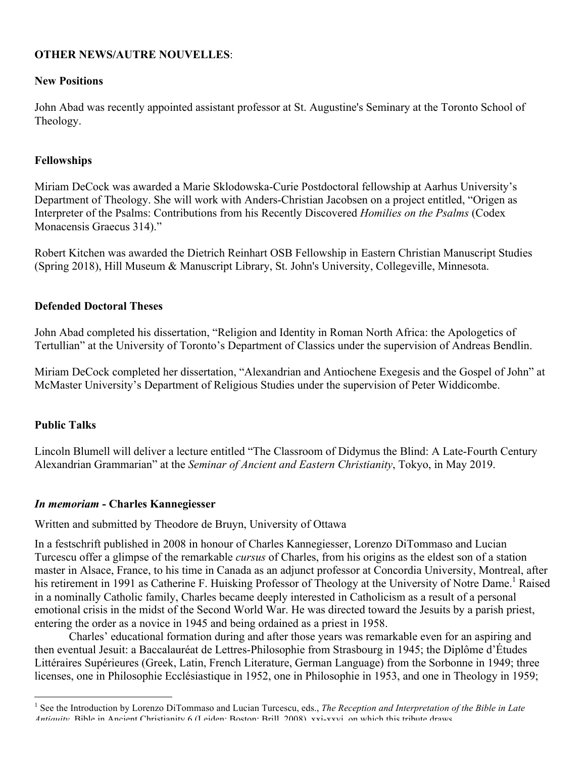**OTHER NEWS/AUTRE NOUVELLES**:

**New Positions**

John Abad was recently appointed assistant professor at St. Augustine's Seminary at the Toronto School of Theology.

**Fellowships**

Miriam DeCock was awarded a Marie Sklodowska-Curie Postdoctoral fellowship at Aarhus University's Department of Theology. She will work with Anders-Christian Jacobsen on a project entitled, "Origen as Interpreter of the Psalms: Contributions from his Recently Discovered *Homilies on the Psalms* (Codex Monacensis Graecus 314)."

Robert Kitchen was awarded the Dietrich Reinhart OSB Fellowship in Eastern Christian Manuscript Studies (Spring 2018), Hill Museum & Manuscript Library, St. John's University, Collegeville, Minnesota.

**Defended Doctoral Theses**

John Abad completed his dissertation, "Religion and Identity in Roman North Africa: the Apologetics of Tertullian" at the University of Toronto's Department of Classics under the supervision of Andreas Bendlin.

Miriam DeCock completed her dissertation, "Alexandrian and Antiochene Exegesis and the Gospel of John" at McMaster University's Department of Religious Studies under the supervision of Peter Widdicombe.

**Public Talks**

Lincoln Blumell will deliver a lecture entitled "The Classroom of Didymus the Blind: A Late-Fourth Century Alexandrian Grammarian" at the *Seminar of Ancient and Eastern Christianity*, Tokyo, in May 2019.

***In memoriam* - Charles Kannegiesser**

Written and submitted by Theodore de Bruyn, University of Ottawa

In a festschrift published in 2008 in honour of Charles Kannegiesser, Lorenzo DiTommaso and Lucian Turcescu offer a glimpse of the remarkable *cursus* of Charles, from his origins as the eldest son of a station master in Alsace, France, to his time in Canada as an adjunct professor at Concordia University, Montreal, after his retirement in 1991 as Catherine F. Huisking Professor of Theology at the University of Notre Dame.[1] Raised in a nominally Catholic family, Charles became deeply interested in Catholicism as a result of a personal emotional crisis in the midst of the Second World War. He was directed toward the Jesuits by a parish priest, entering the order as a novice in 1945 and being ordained as a priest in 1958.

Charles' educational formation during and after those years was remarkable even for an aspiring and then eventual Jesuit: a Baccalauréat de Lettres-Philosophie from Strasbourg in 1945; the Diplôme d'Études Littéraires Supérieures (Greek, Latin, French Literature, German Language) from the Sorbonne in 1949; three licenses, one in Philosophie Ecclésiastique in 1952, one in Philosophie in 1953, and one in Theology in 1959;

[1] See the Introduction by Lorenzo DiTommaso and Lucian Turcescu, eds., *The Reception and Interpretation of the Bible in Late Antiquity*, Bible in Ancient Christianity 6 (Leiden; Boston: Brill, 2008), xxi-xxvi, on which this tribute draws.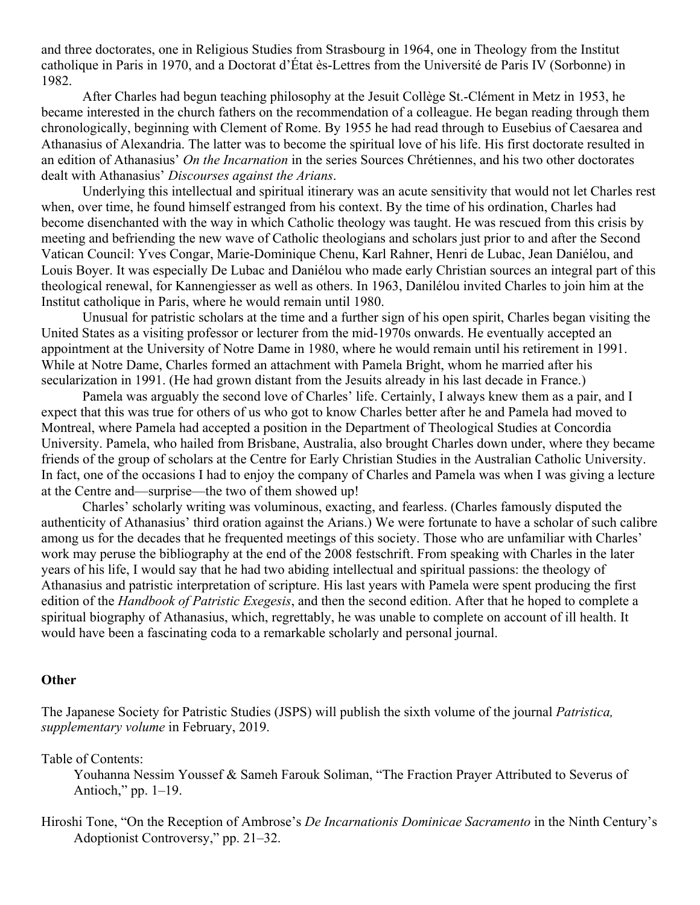and three doctorates, one in Religious Studies from Strasbourg in 1964, one in Theology from the Institut catholique in Paris in 1970, and a Doctorat d'État ès-Lettres from the Université de Paris IV (Sorbonne) in 1982.

After Charles had begun teaching philosophy at the Jesuit Collège St.-Clément in Metz in 1953, he became interested in the church fathers on the recommendation of a colleague. He began reading through them chronologically, beginning with Clement of Rome. By 1955 he had read through to Eusebius of Caesarea and Athanasius of Alexandria. The latter was to become the spiritual love of his life. His first doctorate resulted in an edition of Athanasius' *On the Incarnation* in the series Sources Chrétiennes, and his two other doctorates dealt with Athanasius' *Discourses against the Arians*.

Underlying this intellectual and spiritual itinerary was an acute sensitivity that would not let Charles rest when, over time, he found himself estranged from his context. By the time of his ordination, Charles had become disenchanted with the way in which Catholic theology was taught. He was rescued from this crisis by meeting and befriending the new wave of Catholic theologians and scholars just prior to and after the Second Vatican Council: Yves Congar, Marie-Dominique Chenu, Karl Rahner, Henri de Lubac, Jean Daniélou, and Louis Boyer. It was especially De Lubac and Daniélou who made early Christian sources an integral part of this theological renewal, for Kannengiesser as well as others. In 1963, Danilélou invited Charles to join him at the Institut catholique in Paris, where he would remain until 1980.

Unusual for patristic scholars at the time and a further sign of his open spirit, Charles began visiting the United States as a visiting professor or lecturer from the mid-1970s onwards. He eventually accepted an appointment at the University of Notre Dame in 1980, where he would remain until his retirement in 1991. While at Notre Dame, Charles formed an attachment with Pamela Bright, whom he married after his secularization in 1991. (He had grown distant from the Jesuits already in his last decade in France.)

Pamela was arguably the second love of Charles' life. Certainly, I always knew them as a pair, and I expect that this was true for others of us who got to know Charles better after he and Pamela had moved to Montreal, where Pamela had accepted a position in the Department of Theological Studies at Concordia University. Pamela, who hailed from Brisbane, Australia, also brought Charles down under, where they became friends of the group of scholars at the Centre for Early Christian Studies in the Australian Catholic University. In fact, one of the occasions I had to enjoy the company of Charles and Pamela was when I was giving a lecture at the Centre and—surprise—the two of them showed up!

Charles' scholarly writing was voluminous, exacting, and fearless. (Charles famously disputed the authenticity of Athanasius' third oration against the Arians.) We were fortunate to have a scholar of such calibre among us for the decades that he frequented meetings of this society. Those who are unfamiliar with Charles' work may peruse the bibliography at the end of the 2008 festschrift. From speaking with Charles in the later years of his life, I would say that he had two abiding intellectual and spiritual passions: the theology of Athanasius and patristic interpretation of scripture. His last years with Pamela were spent producing the first edition of the *Handbook of Patristic Exegesis*, and then the second edition. After that he hoped to complete a spiritual biography of Athanasius, which, regrettably, he was unable to complete on account of ill health. It would have been a fascinating coda to a remarkable scholarly and personal journal.

**Other**

The Japanese Society for Patristic Studies (JSPS) will publish the sixth volume of the journal *Patristica, supplementary volume* in February, 2019.

Table of Contents:

Youhanna Nessim Youssef & Sameh Farouk Soliman, "The Fraction Prayer Attributed to Severus of Antioch," pp. 1–19.

Hiroshi Tone, "On the Reception of Ambrose's *De Incarnationis Dominicae Sacramento* in the Ninth Century's Adoptionist Controversy," pp. 21–32.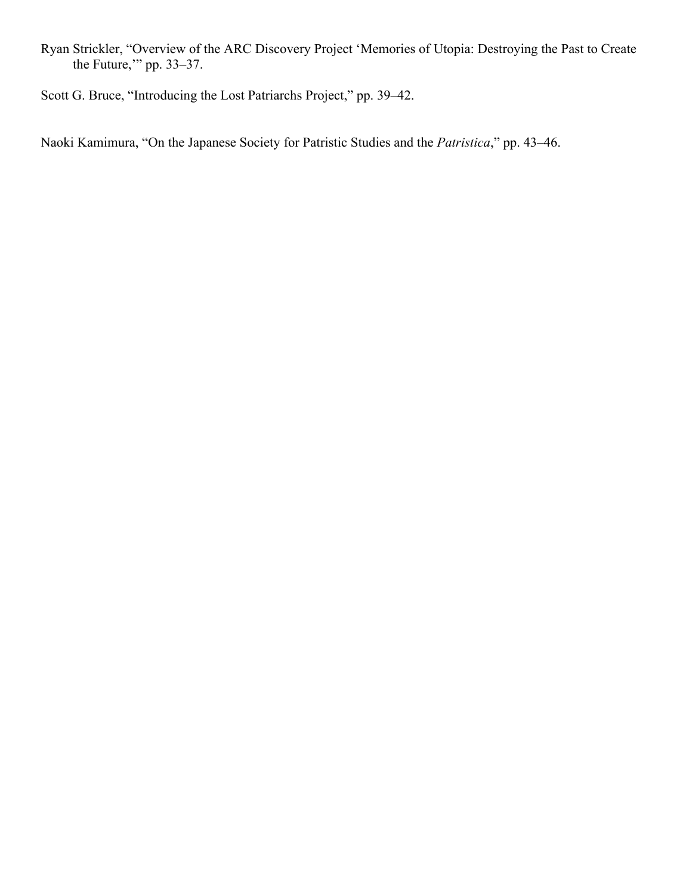Ryan Strickler, “Overview of the ARC Discovery Project ‘Memories of Utopia: Destroying the Past to Create the Future,’” pp. 33–37.

Scott G. Bruce, “Introducing the Lost Patriarchs Project,” pp. 39–42.

Naoki Kamimura, “On the Japanese Society for Patristic Studies and the *Patristica*,” pp. 43–46.